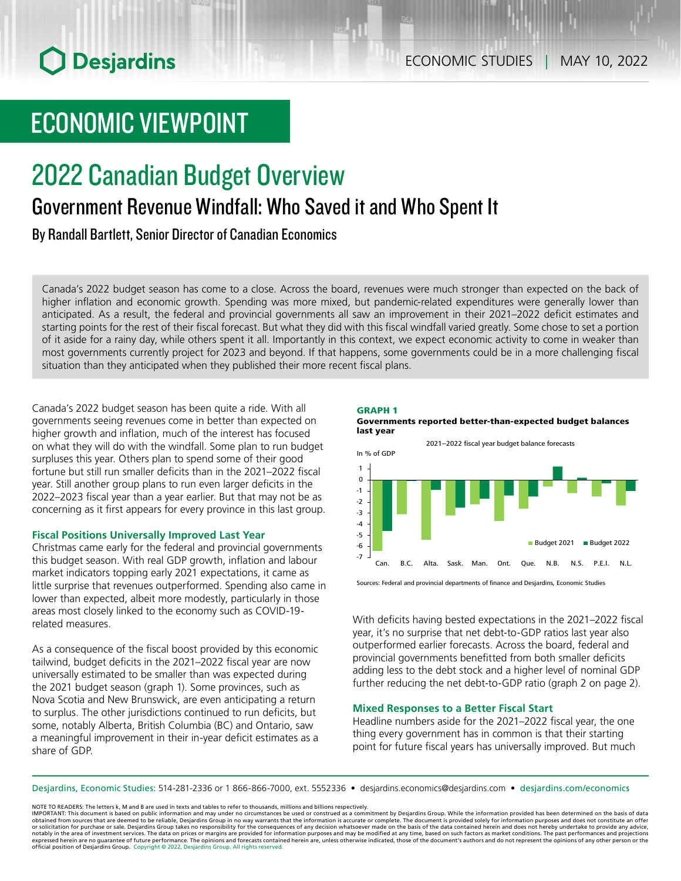# ECONOMIC VIEWPOINT

# 2022 Canadian Budget Overview

## Government Revenue Windfall: Who Saved it and Who Spent It

By Randall Bartlett, Senior Director of Canadian Economics

Canada's 2022 budget season has come to a close. Across the board, revenues were much stronger than expected on the back of higher inflation and economic growth. Spending was more mixed, but pandemic-related expenditures were generally lower than anticipated. As a result, the federal and provincial governments all saw an improvement in their 2021–2022 deficit estimates and starting points for the rest of their fiscal forecast. But what they did with this fiscal windfall varied greatly. Some chose to set a portion of it aside for a rainy day, while others spent it all. Importantly in this context, we expect economic activity to come in weaker than most governments currently project for 2023 and beyond. If that happens, some governments could be in a more challenging fiscal situation than they anticipated when they published their more recent fiscal plans.

Canada's 2022 budget season has been quite a ride. With all governments seeing revenues come in better than expected on higher growth and inflation, much of the interest has focused on what they will do with the windfall. Some plan to run budget surpluses this year. Others plan to spend some of their good fortune but still run smaller deficits than in the 2021–2022 fiscal year. Still another group plans to run even larger deficits in the 2022–2023 fiscal year than a year earlier. But that may not be as concerning as it first appears for every province in this last group.

### Fiscal Positions Universally Improved Last Year

Christmas came early for the federal and provincial governments this budget season. With real GDP growth, inflation and labour market indicators topping early 2021 expectations, it came as little surprise that revenues outperformed. Spending also came in lower than expected, albeit more modestly, particularly in those areas most closely linked to the economy such as COVID-19-related measures.

As a consequence of the fiscal boost provided by this economic tailwind, budget deficits in the 2021–2022 fiscal year are now universally estimated to be smaller than was expected during the 2021 budget season (graph 1). Some provinces, such as Nova Scotia and New Brunswick, are even anticipating a return to surplus. The other jurisdictions continued to run deficits, but some, notably Alberta, British Columbia (BC) and Ontario, saw a meaningful improvement in their in-year deficit estimates as a share of GDP.

**GRAPH 1**
**Governments reported better-than-expected budget balances last year**

2021–2022 fiscal year budget balance forecasts

In % of GDP

Legend: Budget 2021, Budget 2022

Categories: Can., B.C., Alta., Sask., Man., Ont., Que., N.B., N.S., P.E.I., N.L.

Sources: Federal and provincial departments of finance and Desjardins, Economic Studies

With deficits having bested expectations in the 2021–2022 fiscal year, it's no surprise that net debt-to-GDP ratios last year also outperformed earlier forecasts. Across the board, federal and provincial governments benefitted from both smaller deficits adding less to the debt stock and a higher level of nominal GDP further reducing the net debt-to-GDP ratio (graph 2 on page 2).

### Mixed Responses to a Better Fiscal Start

Headline numbers aside for the 2021–2022 fiscal year, the one thing every government has in common is that their starting point for future fiscal years has universally improved. But much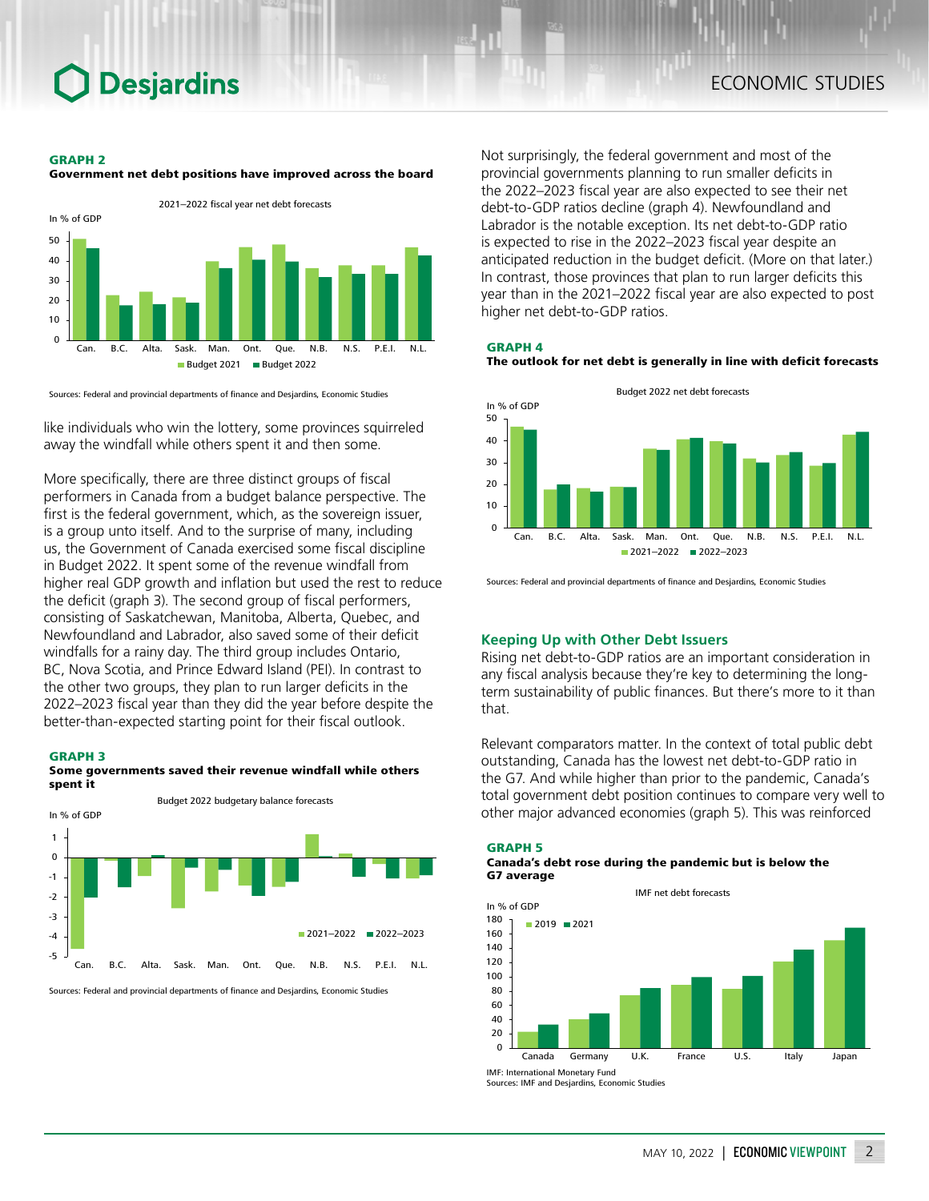**GRAPH 2**
**Government net debt positions have improved across the board**

Sources: Federal and provincial departments of finance and Desjardins, Economic Studies

like individuals who win the lottery, some provinces squirreled away the windfall while others spent it and then some.

More specifically, there are three distinct groups of fiscal performers in Canada from a budget balance perspective. The first is the federal government, which, as the sovereign issuer, is a group unto itself. And to the surprise of many, including us, the Government of Canada exercised some fiscal discipline in Budget 2022. It spent some of the revenue windfall from higher real GDP growth and inflation but used the rest to reduce the deficit (graph 3). The second group of fiscal performers, consisting of Saskatchewan, Manitoba, Alberta, Quebec, and Newfoundland and Labrador, also saved some of their deficit windfalls for a rainy day. The third group includes Ontario, BC, Nova Scotia, and Prince Edward Island (PEI). In contrast to the other two groups, they plan to run larger deficits in the 2022–2023 fiscal year than they did the year before despite the better-than-expected starting point for their fiscal outlook.

**GRAPH 3**
**Some governments saved their revenue windfall while others spent it**

Sources: Federal and provincial departments of finance and Desjardins, Economic Studies

Not surprisingly, the federal government and most of the provincial governments planning to run smaller deficits in the 2022–2023 fiscal year are also expected to see their net debt-to-GDP ratios decline (graph 4). Newfoundland and Labrador is the notable exception. Its net debt-to-GDP ratio is expected to rise in the 2022–2023 fiscal year despite an anticipated reduction in the budget deficit. (More on that later.) In contrast, those provinces that plan to run larger deficits this year than in the 2021–2022 fiscal year are also expected to post higher net debt-to-GDP ratios.

**GRAPH 4**
**The outlook for net debt is generally in line with deficit forecasts**

Sources: Federal and provincial departments of finance and Desjardins, Economic Studies

## Keeping Up with Other Debt Issuers

Rising net debt-to-GDP ratios are an important consideration in any fiscal analysis because they're key to determining the long-term sustainability of public finances. But there's more to it than that.

Relevant comparators matter. In the context of total public debt outstanding, Canada has the lowest net debt-to-GDP ratio in the G7. And while higher than prior to the pandemic, Canada's total government debt position continues to compare very well to other major advanced economies (graph 5). This was reinforced

**GRAPH 5**
**Canada's debt rose during the pandemic but is below the G7 average**

IMF: International Monetary Fund
Sources: IMF and Desjardins, Economic Studies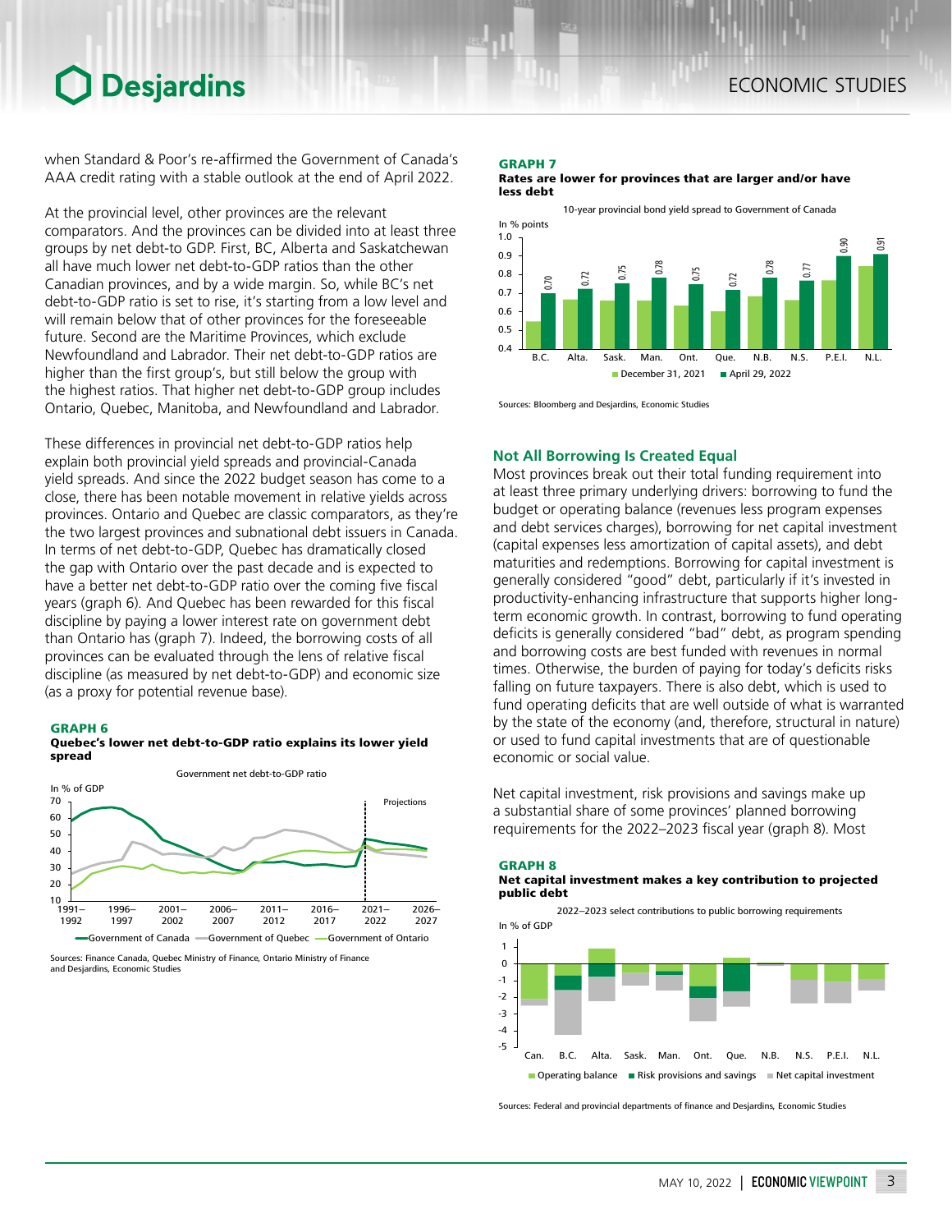when Standard & Poor's re-affirmed the Government of Canada's AAA credit rating with a stable outlook at the end of April 2022.

At the provincial level, other provinces are the relevant comparators. And the provinces can be divided into at least three groups by net debt-to GDP. First, BC, Alberta and Saskatchewan all have much lower net debt-to-GDP ratios than the other Canadian provinces, and by a wide margin. So, while BC's net debt-to-GDP ratio is set to rise, it's starting from a low level and will remain below that of other provinces for the foreseeable future. Second are the Maritime Provinces, which exclude Newfoundland and Labrador. Their net debt-to-GDP ratios are higher than the first group's, but still below the group with the highest ratios. That higher net debt-to-GDP group includes Ontario, Quebec, Manitoba, and Newfoundland and Labrador.

These differences in provincial net debt-to-GDP ratios help explain both provincial yield spreads and provincial-Canada yield spreads. And since the 2022 budget season has come to a close, there has been notable movement in relative yields across provinces. Ontario and Quebec are classic comparators, as they're the two largest provinces and subnational debt issuers in Canada. In terms of net debt-to-GDP, Quebec has dramatically closed the gap with Ontario over the past decade and is expected to have a better net debt-to-GDP ratio over the coming five fiscal years (graph 6). And Quebec has been rewarded for this fiscal discipline by paying a lower interest rate on government debt than Ontario has (graph 7). Indeed, the borrowing costs of all provinces can be evaluated through the lens of relative fiscal discipline (as measured by net debt-to-GDP) and economic size (as a proxy for potential revenue base).

**GRAPH 6**
**Quebec's lower net debt-to-GDP ratio explains its lower yield spread**

Government net debt-to-GDP ratio

Sources: Finance Canada, Quebec Ministry of Finance, Ontario Ministry of Finance and Desjardins, Economic Studies

**GRAPH 7**
**Rates are lower for provinces that are larger and/or have less debt**

10-year provincial bond yield spread to Government of Canada

Sources: Bloomberg and Desjardins, Economic Studies

## Not All Borrowing Is Created Equal

Most provinces break out their total funding requirement into at least three primary underlying drivers: borrowing to fund the budget or operating balance (revenues less program expenses and debt services charges), borrowing for net capital investment (capital expenses less amortization of capital assets), and debt maturities and redemptions. Borrowing for capital investment is generally considered "good" debt, particularly if it's invested in productivity-enhancing infrastructure that supports higher long-term economic growth. In contrast, borrowing to fund operating deficits is generally considered "bad" debt, as program spending and borrowing costs are best funded with revenues in normal times. Otherwise, the burden of paying for today's deficits risks falling on future taxpayers. There is also debt, which is used to fund operating deficits that are well outside of what is warranted by the state of the economy (and, therefore, structural in nature) or used to fund capital investments that are of questionable economic or social value.

Net capital investment, risk provisions and savings make up a substantial share of some provinces' planned borrowing requirements for the 2022–2023 fiscal year (graph 8). Most

**GRAPH 8**
**Net capital investment makes a key contribution to projected public debt**

2022–2023 select contributions to public borrowing requirements

Sources: Federal and provincial departments of finance and Desjardins, Economic Studies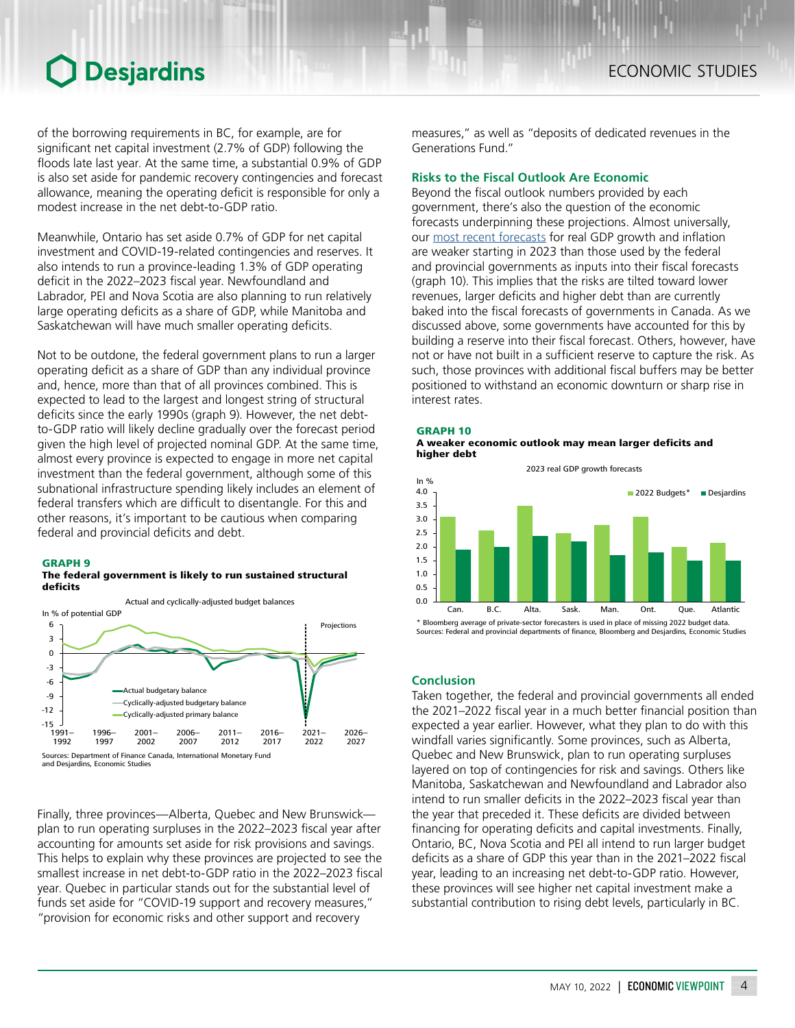of the borrowing requirements in BC, for example, are for significant net capital investment (2.7% of GDP) following the floods late last year. At the same time, a substantial 0.9% of GDP is also set aside for pandemic recovery contingencies and forecast allowance, meaning the operating deficit is responsible for only a modest increase in the net debt-to-GDP ratio.

Meanwhile, Ontario has set aside 0.7% of GDP for net capital investment and COVID-19-related contingencies and reserves. It also intends to run a province-leading 1.3% of GDP operating deficit in the 2022–2023 fiscal year. Newfoundland and Labrador, PEI and Nova Scotia are also planning to run relatively large operating deficits as a share of GDP, while Manitoba and Saskatchewan will have much smaller operating deficits.

Not to be outdone, the federal government plans to run a larger operating deficit as a share of GDP than any individual province and, hence, more than that of all provinces combined. This is expected to lead to the largest and longest string of structural deficits since the early 1990s (graph 9). However, the net debt-to-GDP ratio will likely decline gradually over the forecast period given the high level of projected nominal GDP. At the same time, almost every province is expected to engage in more net capital investment than the federal government, although some of this subnational infrastructure spending likely includes an element of federal transfers which are difficult to disentangle. For this and other reasons, it's important to be cautious when comparing federal and provincial deficits and debt.

**GRAPH 9**
**The federal government is likely to run sustained structural deficits**

Actual and cyclically-adjusted budget balances

In % of potential GDP

6
3
0
-3
-6
-9
-12
-15

1991–1992
1996–1997
2001–2002
2006–2007
2011–2012
2016–2017
2021–2022
2026–2027

Projections

Actual budgetary balance
Cyclically-adjusted budgetary balance
Cyclically-adjusted primary balance

Sources: Department of Finance Canada, International Monetary Fund and Desjardins, Economic Studies

Finally, three provinces—Alberta, Quebec and New Brunswick—plan to run operating surpluses in the 2022–2023 fiscal year after accounting for amounts set aside for risk provisions and savings. This helps to explain why these provinces are projected to see the smallest increase in net debt-to-GDP ratio in the 2022–2023 fiscal year. Quebec in particular stands out for the substantial level of funds set aside for "COVID-19 support and recovery measures," "provision for economic risks and other support and recovery measures," as well as "deposits of dedicated revenues in the Generations Fund."

### Risks to the Fiscal Outlook Are Economic

Beyond the fiscal outlook numbers provided by each government, there's also the question of the economic forecasts underpinning these projections. Almost universally, our most recent forecasts for real GDP growth and inflation are weaker starting in 2023 than those used by the federal and provincial governments as inputs into their fiscal forecasts (graph 10). This implies that the risks are tilted toward lower revenues, larger deficits and higher debt than are currently baked into the fiscal forecasts of governments in Canada. As we discussed above, some governments have accounted for this by building a reserve into their fiscal forecast. Others, however, have not or have not built in a sufficient reserve to capture the risk. As such, those provinces with additional fiscal buffers may be better positioned to withstand an economic downturn or sharp rise in interest rates.

**GRAPH 10**
**A weaker economic outlook may mean larger deficits and higher debt**

2023 real GDP growth forecasts

In %

4.0
3.5
3.0
2.5
2.0
1.5
1.0
0.5
0.0

Can.
B.C.
Alta.
Sask.
Man.
Ont.
Que.
Atlantic

2022 Budgets*
Desjardins

\* Bloomberg average of private-sector forecasters is used in place of missing 2022 budget data.
Sources: Federal and provincial departments of finance, Bloomberg and Desjardins, Economic Studies

### Conclusion

Taken together, the federal and provincial governments all ended the 2021–2022 fiscal year in a much better financial position than expected a year earlier. However, what they plan to do with this windfall varies significantly. Some provinces, such as Alberta, Quebec and New Brunswick, plan to run operating surpluses layered on top of contingencies for risk and savings. Others like Manitoba, Saskatchewan and Newfoundland and Labrador also intend to run smaller deficits in the 2022–2023 fiscal year than the year that preceded it. These deficits are divided between financing for operating deficits and capital investments. Finally, Ontario, BC, Nova Scotia and PEI all intend to run larger budget deficits as a share of GDP this year than in the 2021–2022 fiscal year, leading to an increasing net debt-to-GDP ratio. However, these provinces will see higher net capital investment make a substantial contribution to rising debt levels, particularly in BC.